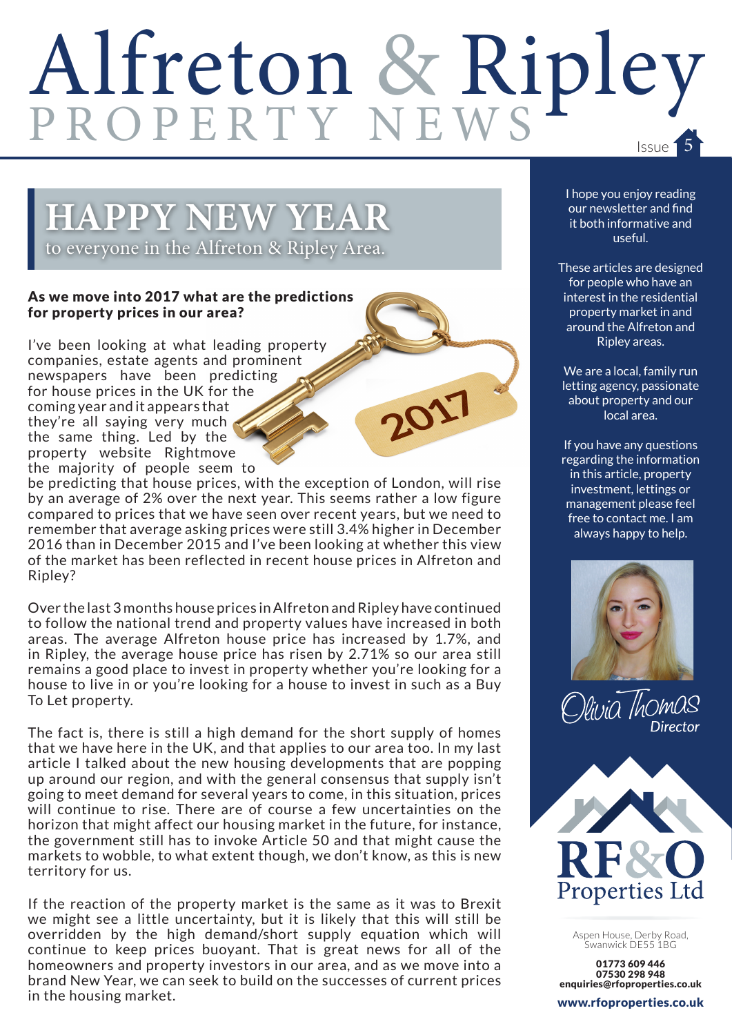# Alfreton & Ripley PROPERTY NEWS

Issue 5

## HAPPY NEW YEAR

to everyone in the Alfreton & Ripley Area.

**As we move into 2017 what are the predictions for property prices in our area?**

I've been looking at what leading property companies, estate agents and prominent newspapers have been predicting for house prices in the UK for the coming year and it appears that they're all saying very much the same thing. Led by the property website Rightmove the majority of people seem to be predicting that house prices, with the exception of London, will rise by an average of 2% over the next year. This seems rather a low figure compared to prices that we have seen over recent years, but we need to remember that average asking prices were still 3.4% higher in December 2016 than in December 2015 and I've been looking at whether this view of the market has been reflected in recent house prices in Alfreton and Ripley?

Over the last 3 months house prices in Alfreton and Ripley have continued to follow the national trend and property values have increased in both areas. The average Alfreton house price has increased by 1.7%, and in Ripley, the average house price has risen by 2.71% so our area still remains a good place to invest in property whether you're looking for a house to live in or you're looking for a house to invest in such as a Buy To Let property.

The fact is, there is still a high demand for the short supply of homes that we have here in the UK, and that applies to our area too. In my last article I talked about the new housing developments that are popping up around our region, and with the general consensus that supply isn't going to meet demand for several years to come, in this situation, prices will continue to rise. There are of course a few uncertainties on the horizon that might affect our housing market in the future, for instance, the government still has to invoke Article 50 and that might cause the markets to wobble, to what extent though, we don't know, as this is new territory for us.

If the reaction of the property market is the same as it was to Brexit we might see a little uncertainty, but it is likely that this will still be overridden by the high demand/short supply equation which will continue to keep prices buoyant. That is great news for all of the homeowners and property investors in our area, and as we move into a brand New Year, we can seek to build on the successes of current prices in the housing market.

I hope you enjoy reading our newsletter and find it both informative and useful.

These articles are designed for people who have an interest in the residential property market in and around the Alfreton and Ripley areas.

We are a local, family run letting agency, passionate about property and our local area.

If you have any questions regarding the information in this article, property investment, lettings or management please feel free to contact me. I am always happy to help.

Olivia Thomas
*Director*

RF&O Properties Ltd

Aspen House, Derby Road, Swanwick DE55 1BG

**01773 609 446**
**07530 298 948**
**enquiries@rfoproperties.co.uk**

**www.rfoproperties.co.uk**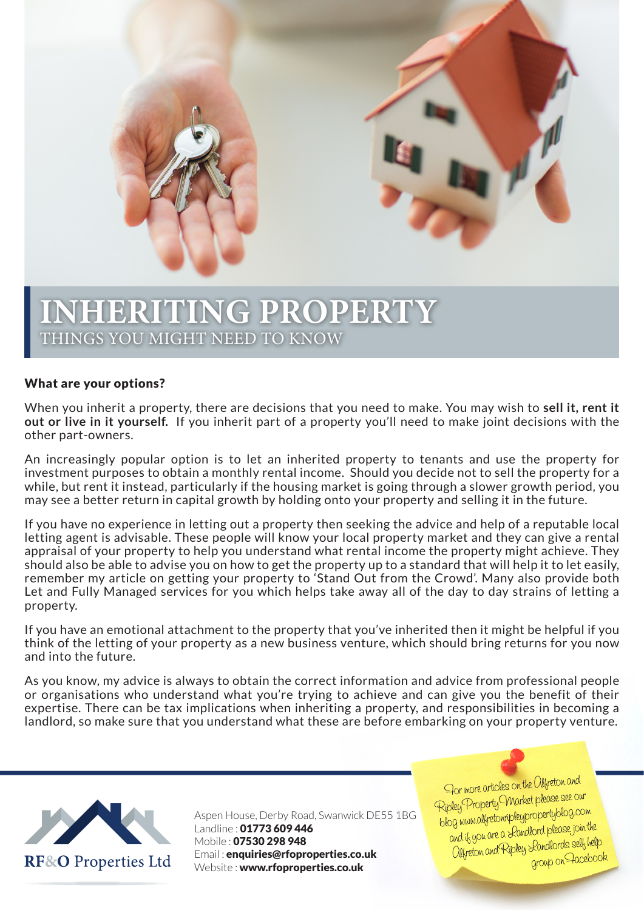# INHERITING PROPERTY

## THINGS YOU MIGHT NEED TO KNOW

### What are your options?

When you inherit a property, there are decisions that you need to make. You may wish to **sell it, rent it out or live in it yourself.** If you inherit part of a property you'll need to make joint decisions with the other part-owners.

An increasingly popular option is to let an inherited property to tenants and use the property for investment purposes to obtain a monthly rental income. Should you decide not to sell the property for a while, but rent it instead, particularly if the housing market is going through a slower growth period, you may see a better return in capital growth by holding onto your property and selling it in the future.

If you have no experience in letting out a property then seeking the advice and help of a reputable local letting agent is advisable. These people will know your local property market and they can give a rental appraisal of your property to help you understand what rental income the property might achieve. They should also be able to advise you on how to get the property up to a standard that will help it to let easily, remember my article on getting your property to 'Stand Out from the Crowd'. Many also provide both Let and Fully Managed services for you which helps take away all of the day to day strains of letting a property.

If you have an emotional attachment to the property that you've inherited then it might be helpful if you think of the letting of your property as a new business venture, which should bring returns for you now and into the future.

As you know, my advice is always to obtain the correct information and advice from professional people or organisations who understand what you're trying to achieve and can give you the benefit of their expertise. There can be tax implications when inheriting a property, and responsibilities in becoming a landlord, so make sure that you understand what these are before embarking on your property venture.

RF&O Properties Ltd

Aspen House, Derby Road, Swanwick DE55 1BG
Landline : **01773 609 446**
Mobile : **07530 298 948**
Email : **enquiries@rfoproperties.co.uk**
Website : **www.rfoproperties.co.uk**

For more articles on the Alfreton and Ripley Property Market please see our blog www.alfretonripleypropertyblog.com and if you are a Landlord please join the Alfreton and Ripley Landlords self help group on Facebook